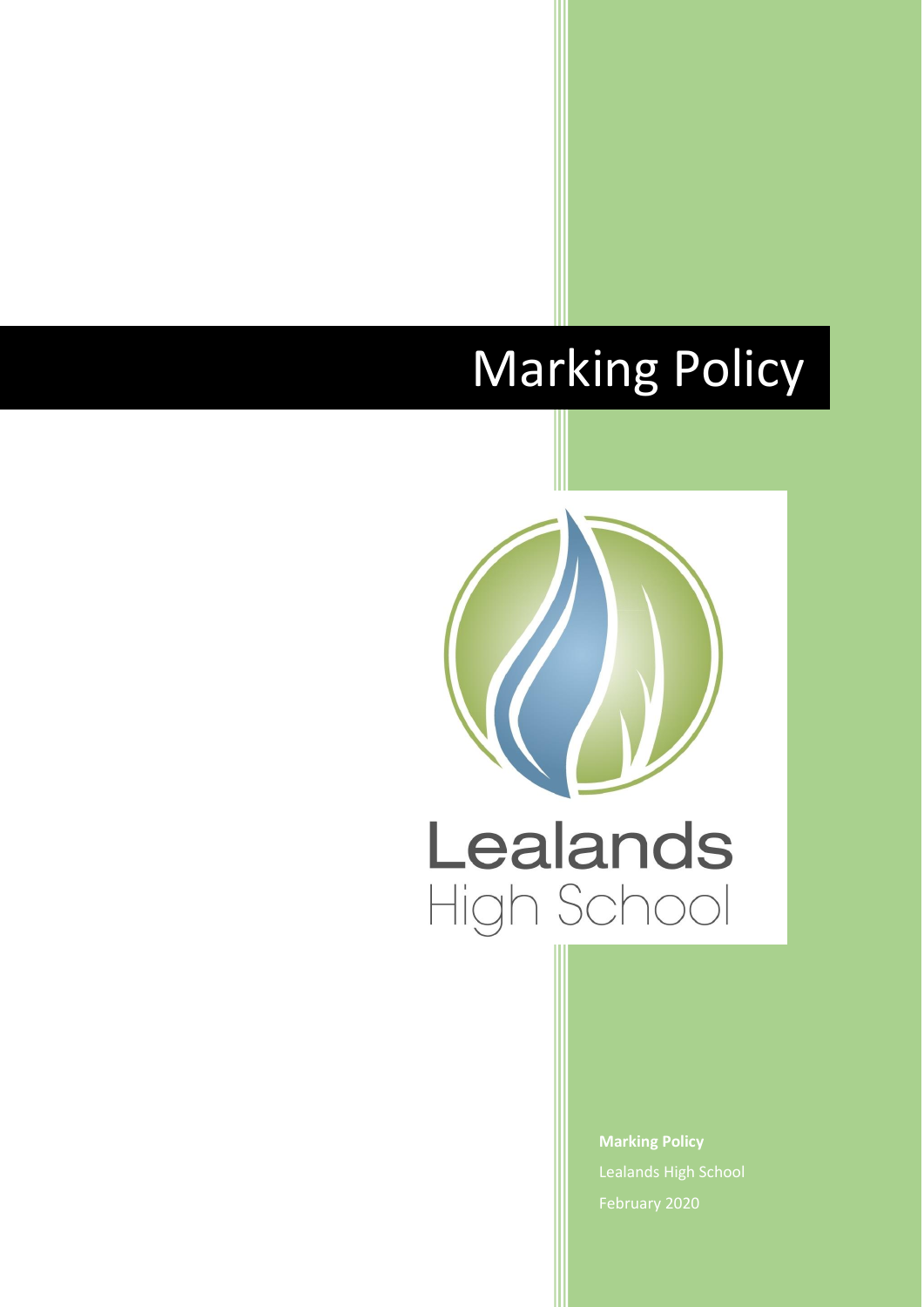# Marking Policy

Lealands High School

**Marking Policy**

Lealands High School

February 2020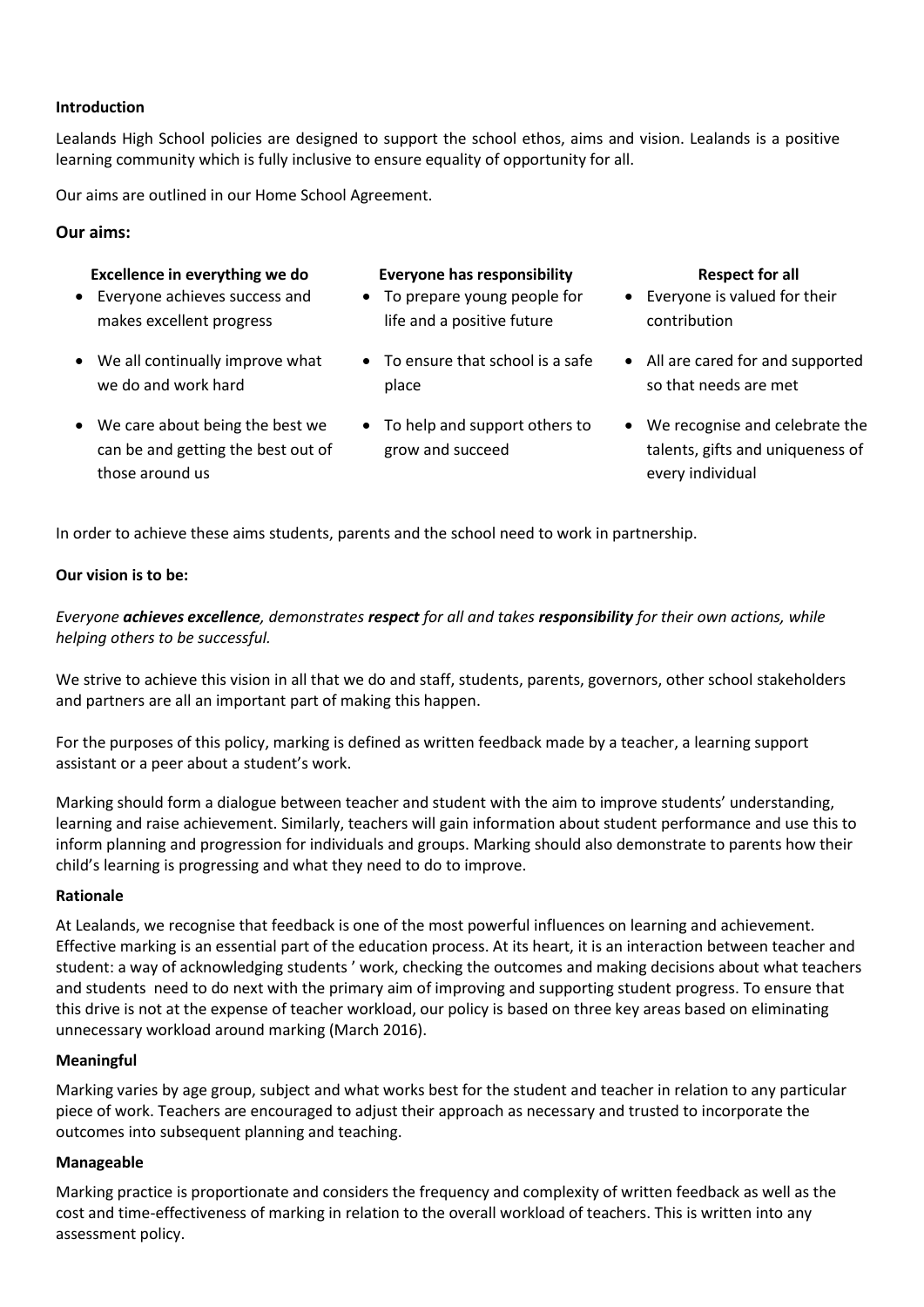**Introduction**

Lealands High School policies are designed to support the school ethos, aims and vision. Lealands is a positive learning community which is fully inclusive to ensure equality of opportunity for all.

Our aims are outlined in our Home School Agreement.

## Our aims:

**Excellence in everything we do**

- Everyone achieves success and makes excellent progress
- We all continually improve what we do and work hard
- We care about being the best we can be and getting the best out of those around us

**Everyone has responsibility**

- To prepare young people for life and a positive future
- To ensure that school is a safe place
- To help and support others to grow and succeed

**Respect for all**

- Everyone is valued for their contribution
- All are cared for and supported so that needs are met
- We recognise and celebrate the talents, gifts and uniqueness of every individual

In order to achieve these aims students, parents and the school need to work in partnership.

**Our vision is to be:**

*Everyone **achieves excellence**, demonstrates **respect** for all and takes **responsibility** for their own actions, while helping others to be successful.*

We strive to achieve this vision in all that we do and staff, students, parents, governors, other school stakeholders and partners are all an important part of making this happen.

For the purposes of this policy, marking is defined as written feedback made by a teacher, a learning support assistant or a peer about a student's work.

Marking should form a dialogue between teacher and student with the aim to improve students' understanding, learning and raise achievement. Similarly, teachers will gain information about student performance and use this to inform planning and progression for individuals and groups. Marking should also demonstrate to parents how their child's learning is progressing and what they need to do to improve.

**Rationale**

At Lealands, we recognise that feedback is one of the most powerful influences on learning and achievement. Effective marking is an essential part of the education process. At its heart, it is an interaction between teacher and student: a way of acknowledging students ' work, checking the outcomes and making decisions about what teachers and students need to do next with the primary aim of improving and supporting student progress. To ensure that this drive is not at the expense of teacher workload, our policy is based on three key areas based on eliminating unnecessary workload around marking (March 2016).

**Meaningful**

Marking varies by age group, subject and what works best for the student and teacher in relation to any particular piece of work. Teachers are encouraged to adjust their approach as necessary and trusted to incorporate the outcomes into subsequent planning and teaching.

**Manageable**

Marking practice is proportionate and considers the frequency and complexity of written feedback as well as the cost and time-effectiveness of marking in relation to the overall workload of teachers. This is written into any assessment policy.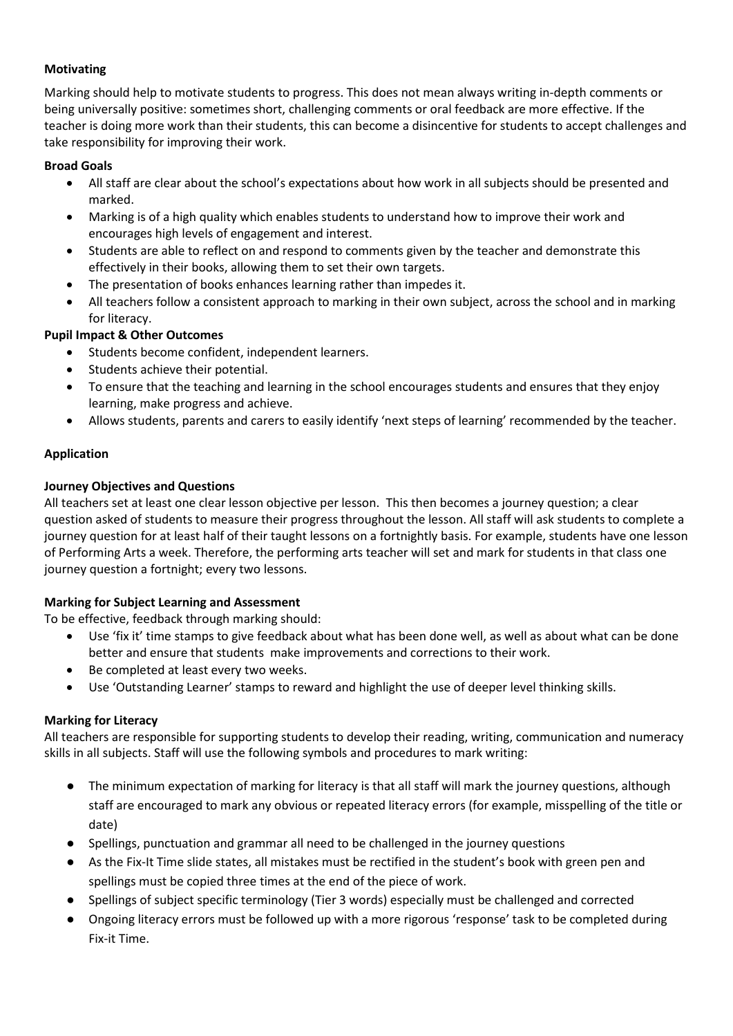**Motivating**

Marking should help to motivate students to progress. This does not mean always writing in-depth comments or being universally positive: sometimes short, challenging comments or oral feedback are more effective. If the teacher is doing more work than their students, this can become a disincentive for students to accept challenges and take responsibility for improving their work.

**Broad Goals**

- All staff are clear about the school's expectations about how work in all subjects should be presented and marked.
- Marking is of a high quality which enables students to understand how to improve their work and encourages high levels of engagement and interest.
- Students are able to reflect on and respond to comments given by the teacher and demonstrate this effectively in their books, allowing them to set their own targets.
- The presentation of books enhances learning rather than impedes it.
- All teachers follow a consistent approach to marking in their own subject, across the school and in marking for literacy.

**Pupil Impact & Other Outcomes**

- Students become confident, independent learners.
- Students achieve their potential.
- To ensure that the teaching and learning in the school encourages students and ensures that they enjoy learning, make progress and achieve.
- Allows students, parents and carers to easily identify 'next steps of learning' recommended by the teacher.

**Application**

**Journey Objectives and Questions**

All teachers set at least one clear lesson objective per lesson. This then becomes a journey question; a clear question asked of students to measure their progress throughout the lesson. All staff will ask students to complete a journey question for at least half of their taught lessons on a fortnightly basis. For example, students have one lesson of Performing Arts a week. Therefore, the performing arts teacher will set and mark for students in that class one journey question a fortnight; every two lessons.

**Marking for Subject Learning and Assessment**

To be effective, feedback through marking should:

- Use 'fix it' time stamps to give feedback about what has been done well, as well as about what can be done better and ensure that students make improvements and corrections to their work.
- Be completed at least every two weeks.
- Use 'Outstanding Learner' stamps to reward and highlight the use of deeper level thinking skills.

**Marking for Literacy**

All teachers are responsible for supporting students to develop their reading, writing, communication and numeracy skills in all subjects. Staff will use the following symbols and procedures to mark writing:

- The minimum expectation of marking for literacy is that all staff will mark the journey questions, although staff are encouraged to mark any obvious or repeated literacy errors (for example, misspelling of the title or date)
- Spellings, punctuation and grammar all need to be challenged in the journey questions
- As the Fix-It Time slide states, all mistakes must be rectified in the student's book with green pen and spellings must be copied three times at the end of the piece of work.
- Spellings of subject specific terminology (Tier 3 words) especially must be challenged and corrected
- Ongoing literacy errors must be followed up with a more rigorous 'response' task to be completed during Fix-it Time.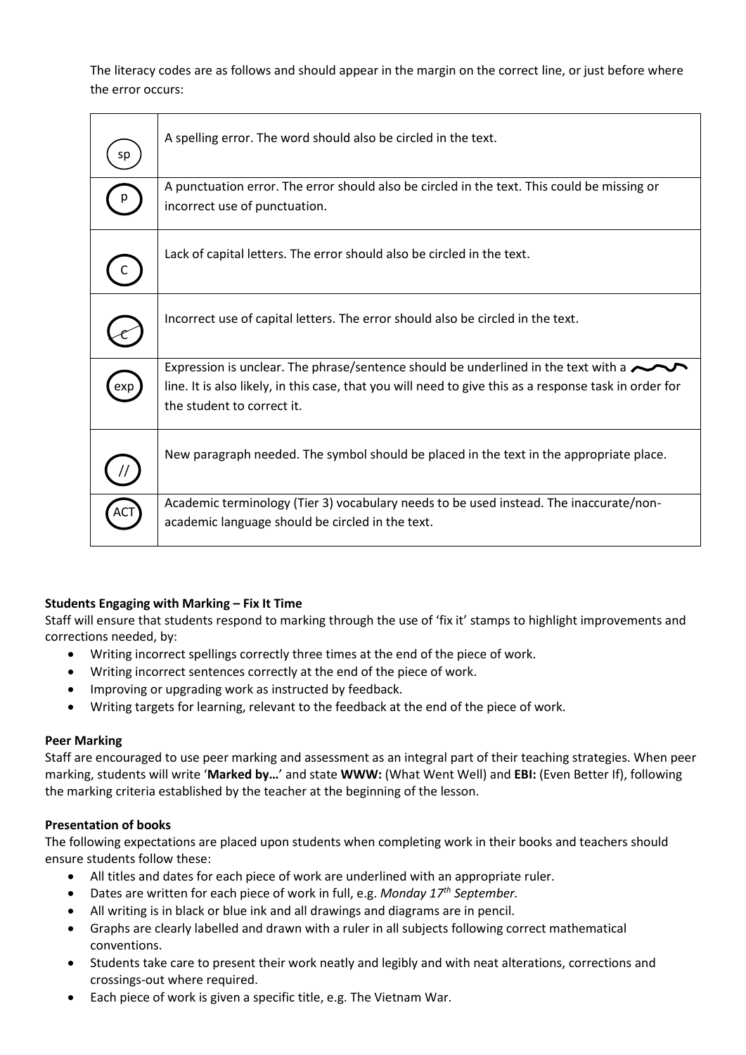The literacy codes are as follows and should appear in the margin on the correct line, or just before where the error occurs:

| | |
|---|---|
| sp | A spelling error. The word should also be circled in the text. |
| p | A punctuation error. The error should also be circled in the text. This could be missing or incorrect use of punctuation. |
| C | Lack of capital letters. The error should also be circled in the text. |
| C (crossed out) | Incorrect use of capital letters. The error should also be circled in the text. |
| exp | Expression is unclear. The phrase/sentence should be underlined in the text with a ~~~ line. It is also likely, in this case, that you will need to give this as a response task in order for the student to correct it. |
| // | New paragraph needed. The symbol should be placed in the text in the appropriate place. |
| ACT | Academic terminology (Tier 3) vocabulary needs to be used instead. The inaccurate/non-academic language should be circled in the text. |

**Students Engaging with Marking – Fix It Time**

Staff will ensure that students respond to marking through the use of 'fix it' stamps to highlight improvements and corrections needed, by:

- Writing incorrect spellings correctly three times at the end of the piece of work.
- Writing incorrect sentences correctly at the end of the piece of work.
- Improving or upgrading work as instructed by feedback.
- Writing targets for learning, relevant to the feedback at the end of the piece of work.

**Peer Marking**

Staff are encouraged to use peer marking and assessment as an integral part of their teaching strategies. When peer marking, students will write '**Marked by…**' and state **WWW:** (What Went Well) and **EBI:** (Even Better If), following the marking criteria established by the teacher at the beginning of the lesson.

**Presentation of books**

The following expectations are placed upon students when completing work in their books and teachers should ensure students follow these:

- All titles and dates for each piece of work are underlined with an appropriate ruler.
- Dates are written for each piece of work in full, e.g. *Monday 17th September.*
- All writing is in black or blue ink and all drawings and diagrams are in pencil.
- Graphs are clearly labelled and drawn with a ruler in all subjects following correct mathematical conventions.
- Students take care to present their work neatly and legibly and with neat alterations, corrections and crossings-out where required.
- Each piece of work is given a specific title, e.g. The Vietnam War.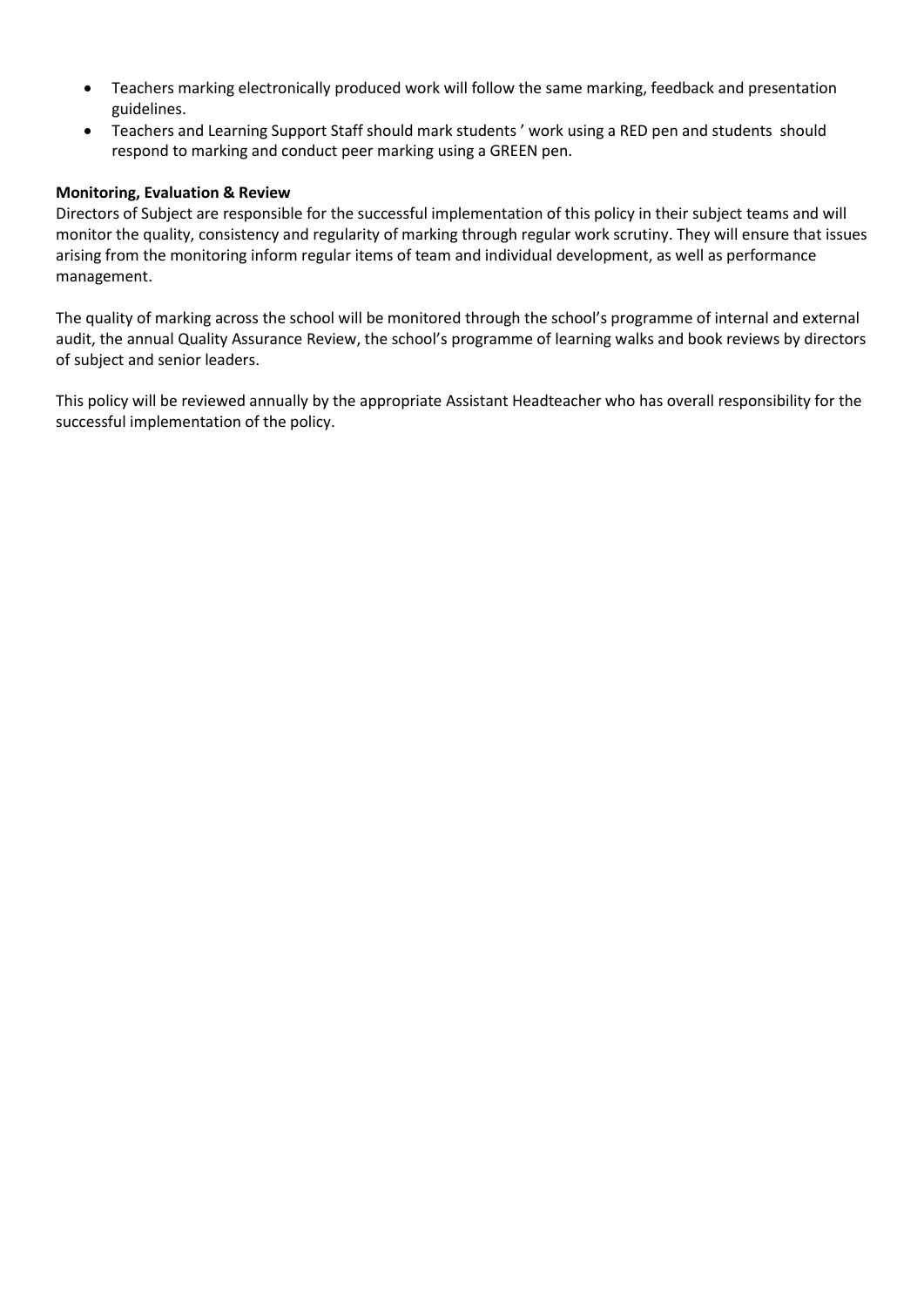- Teachers marking electronically produced work will follow the same marking, feedback and presentation guidelines.
- Teachers and Learning Support Staff should mark students ' work using a RED pen and students should respond to marking and conduct peer marking using a GREEN pen.

**Monitoring, Evaluation & Review**

Directors of Subject are responsible for the successful implementation of this policy in their subject teams and will monitor the quality, consistency and regularity of marking through regular work scrutiny. They will ensure that issues arising from the monitoring inform regular items of team and individual development, as well as performance management.

The quality of marking across the school will be monitored through the school's programme of internal and external audit, the annual Quality Assurance Review, the school's programme of learning walks and book reviews by directors of subject and senior leaders.

This policy will be reviewed annually by the appropriate Assistant Headteacher who has overall responsibility for the successful implementation of the policy.